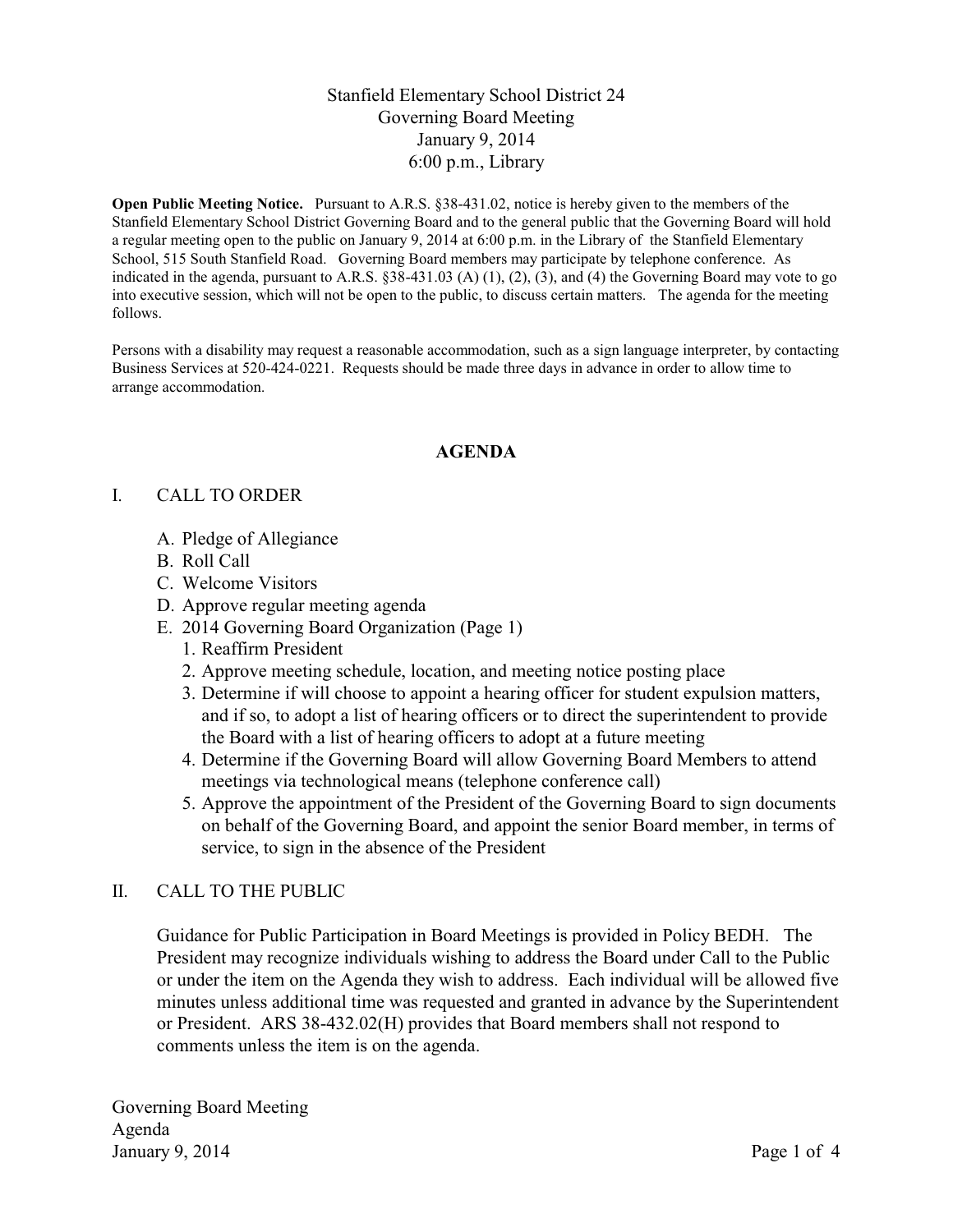# Stanfield Elementary School District 24
## Governing Board Meeting
## January 9, 2014
## 6:00 p.m., Library

**Open Public Meeting Notice.** Pursuant to A.R.S. §38-431.02, notice is hereby given to the members of the Stanfield Elementary School District Governing Board and to the general public that the Governing Board will hold a regular meeting open to the public on January 9, 2014 at 6:00 p.m. in the Library of the Stanfield Elementary School, 515 South Stanfield Road. Governing Board members may participate by telephone conference. As indicated in the agenda, pursuant to A.R.S. §38-431.03 (A) (1), (2), (3), and (4) the Governing Board may vote to go into executive session, which will not be open to the public, to discuss certain matters. The agenda for the meeting follows.

Persons with a disability may request a reasonable accommodation, such as a sign language interpreter, by contacting Business Services at 520-424-0221. Requests should be made three days in advance in order to allow time to arrange accommodation.

## AGENDA

I. CALL TO ORDER

   A. Pledge of Allegiance
   B. Roll Call
   C. Welcome Visitors
   D. Approve regular meeting agenda
   E. 2014 Governing Board Organization (Page 1)
      1. Reaffirm President
      2. Approve meeting schedule, location, and meeting notice posting place
      3. Determine if will choose to appoint a hearing officer for student expulsion matters, and if so, to adopt a list of hearing officers or to direct the superintendent to provide the Board with a list of hearing officers to adopt at a future meeting
      4. Determine if the Governing Board will allow Governing Board Members to attend meetings via technological means (telephone conference call)
      5. Approve the appointment of the President of the Governing Board to sign documents on behalf of the Governing Board, and appoint the senior Board member, in terms of service, to sign in the absence of the President

II. CALL TO THE PUBLIC

Guidance for Public Participation in Board Meetings is provided in Policy BEDH. The President may recognize individuals wishing to address the Board under Call to the Public or under the item on the Agenda they wish to address. Each individual will be allowed five minutes unless additional time was requested and granted in advance by the Superintendent or President. ARS 38-432.02(H) provides that Board members shall not respond to comments unless the item is on the agenda.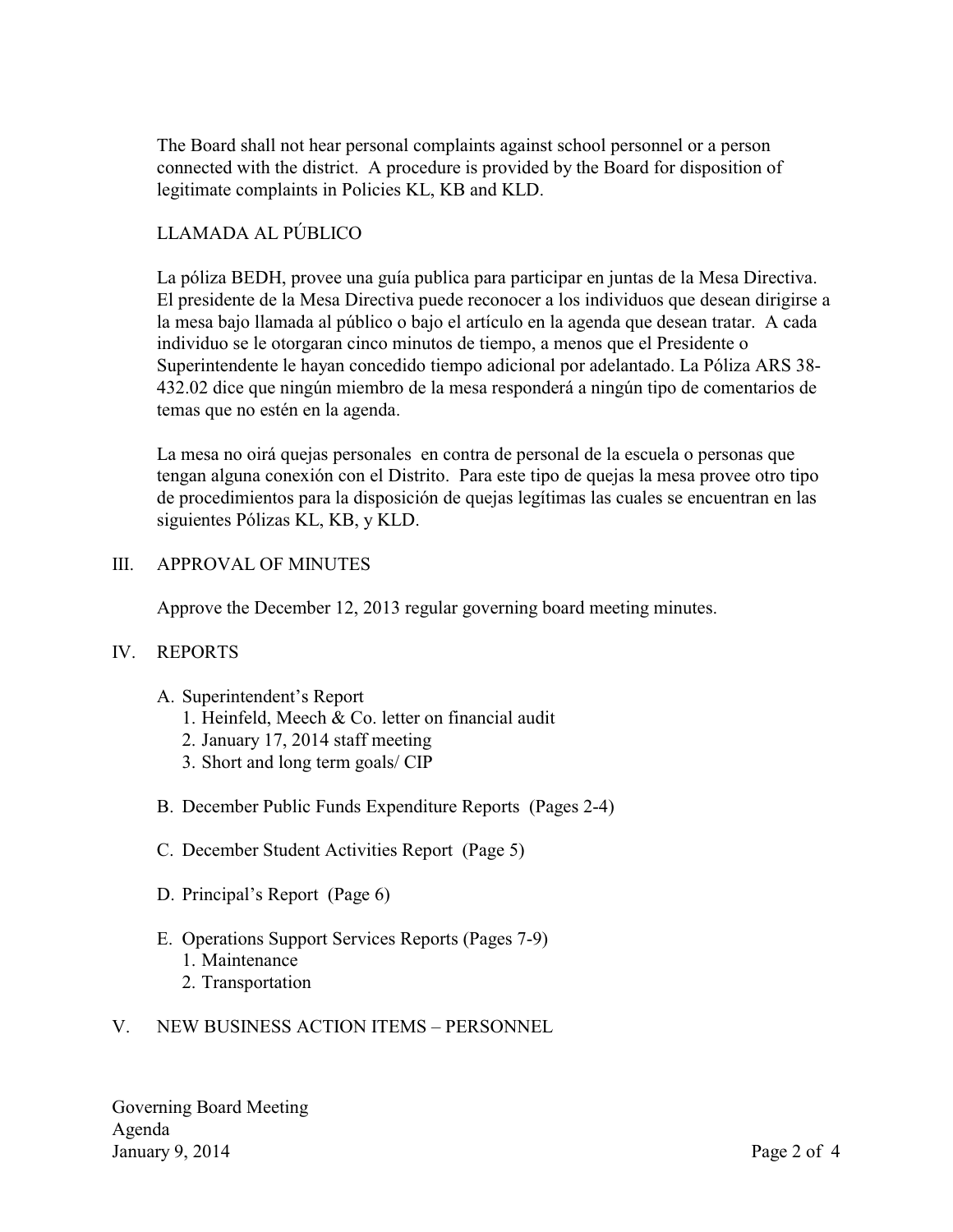The Board shall not hear personal complaints against school personnel or a person connected with the district. A procedure is provided by the Board for disposition of legitimate complaints in Policies KL, KB and KLD.

LLAMADA AL PÚBLICO

La póliza BEDH, provee una guía publica para participar en juntas de la Mesa Directiva. El presidente de la Mesa Directiva puede reconocer a los individuos que desean dirigirse a la mesa bajo llamada al público o bajo el artículo en la agenda que desean tratar. A cada individuo se le otorgaran cinco minutos de tiempo, a menos que el Presidente o Superintendente le hayan concedido tiempo adicional por adelantado. La Póliza ARS 38-432.02 dice que ningún miembro de la mesa responderá a ningún tipo de comentarios de temas que no estén en la agenda.

La mesa no oirá quejas personales en contra de personal de la escuela o personas que tengan alguna conexión con el Distrito. Para este tipo de quejas la mesa provee otro tipo de procedimientos para la disposición de quejas legítimas las cuales se encuentran en las siguientes Pólizas KL, KB, y KLD.

## III. APPROVAL OF MINUTES

Approve the December 12, 2013 regular governing board meeting minutes.

## IV. REPORTS

A. Superintendent's Report
   1. Heinfeld, Meech & Co. letter on financial audit
   2. January 17, 2014 staff meeting
   3. Short and long term goals/ CIP

B. December Public Funds Expenditure Reports (Pages 2-4)

C. December Student Activities Report (Page 5)

D. Principal's Report (Page 6)

E. Operations Support Services Reports (Pages 7-9)
   1. Maintenance
   2. Transportation

## V. NEW BUSINESS ACTION ITEMS – PERSONNEL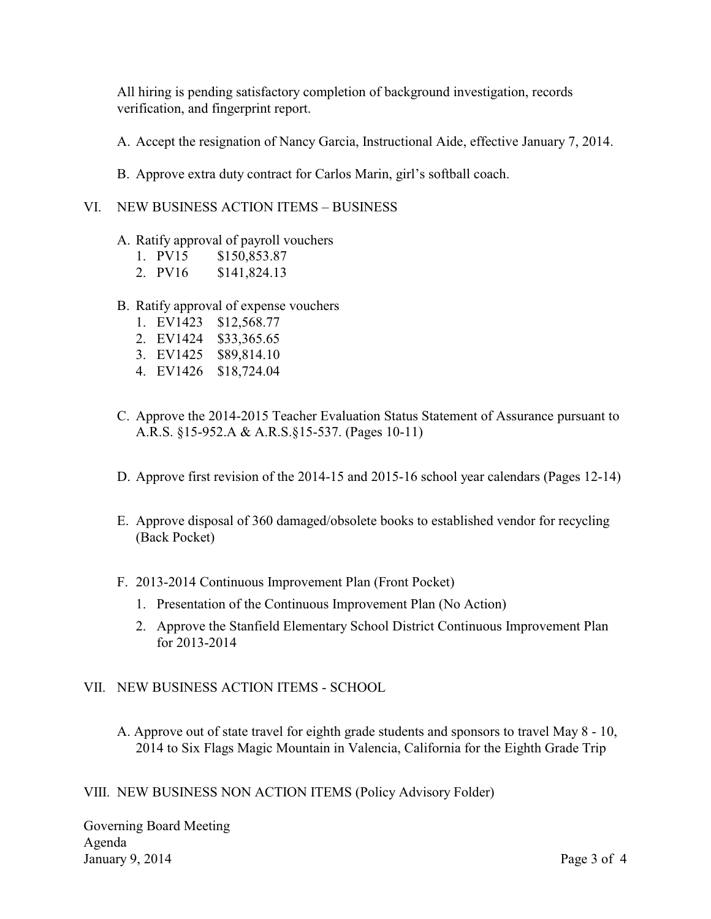All hiring is pending satisfactory completion of background investigation, records verification, and fingerprint report.

A. Accept the resignation of Nancy Garcia, Instructional Aide, effective January 7, 2014.

B. Approve extra duty contract for Carlos Marin, girl's softball coach.

## VI. NEW BUSINESS ACTION ITEMS – BUSINESS

A. Ratify approval of payroll vouchers
   1. PV15 $150,853.87
   2. PV16 $141,824.13

B. Ratify approval of expense vouchers
   1. EV1423 $12,568.77
   2. EV1424 $33,365.65
   3. EV1425 $89,814.10
   4. EV1426 $18,724.04

C. Approve the 2014-2015 Teacher Evaluation Status Statement of Assurance pursuant to A.R.S. §15-952.A & A.R.S.§15-537. (Pages 10-11)

D. Approve first revision of the 2014-15 and 2015-16 school year calendars (Pages 12-14)

E. Approve disposal of 360 damaged/obsolete books to established vendor for recycling (Back Pocket)

F. 2013-2014 Continuous Improvement Plan (Front Pocket)
   1. Presentation of the Continuous Improvement Plan (No Action)
   2. Approve the Stanfield Elementary School District Continuous Improvement Plan for 2013-2014

## VII. NEW BUSINESS ACTION ITEMS - SCHOOL

A. Approve out of state travel for eighth grade students and sponsors to travel May 8 - 10, 2014 to Six Flags Magic Mountain in Valencia, California for the Eighth Grade Trip

## VIII. NEW BUSINESS NON ACTION ITEMS (Policy Advisory Folder)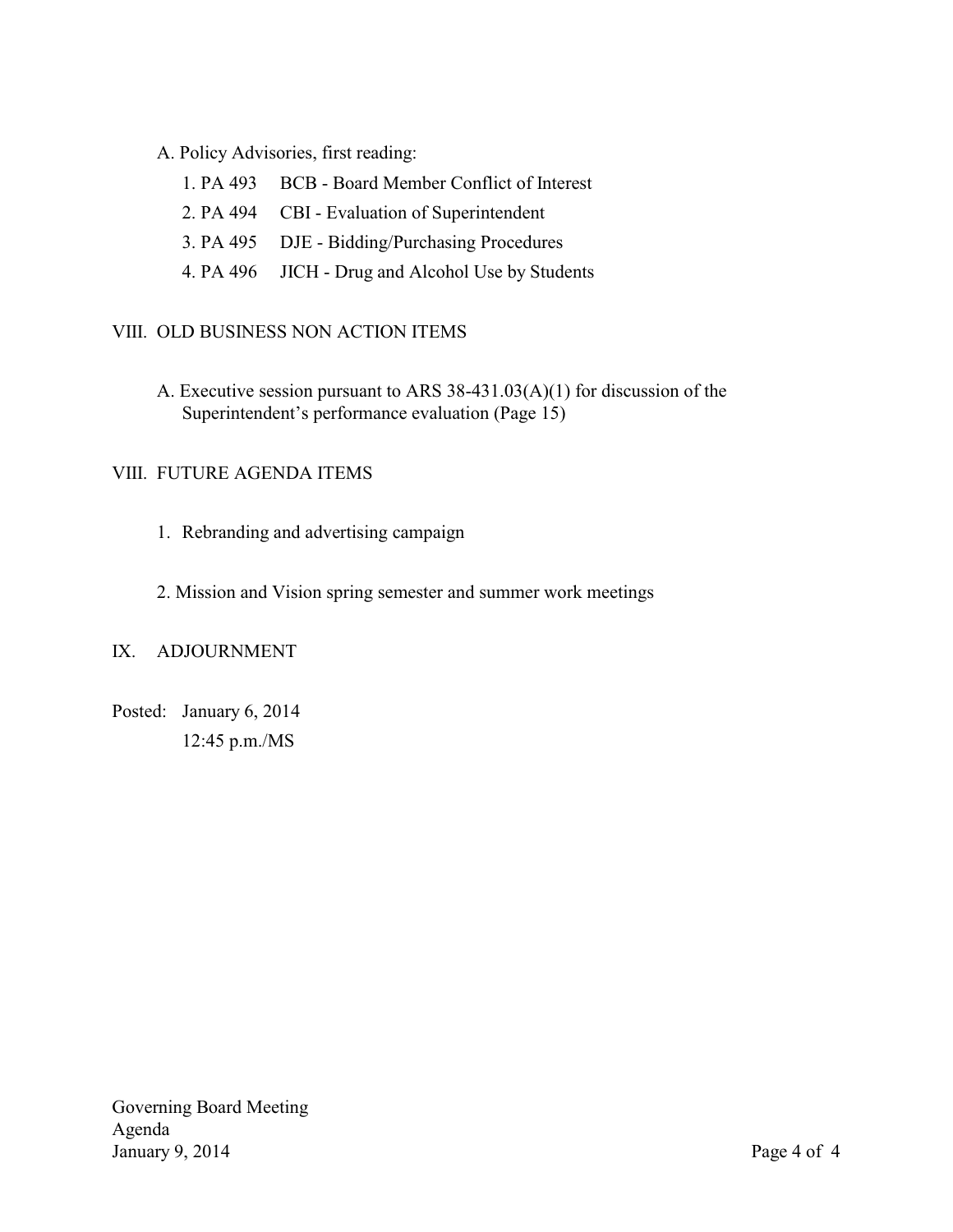A. Policy Advisories, first reading:

1. PA 493 BCB - Board Member Conflict of Interest
2. PA 494 CBI - Evaluation of Superintendent
3. PA 495 DJE - Bidding/Purchasing Procedures
4. PA 496 JICH - Drug and Alcohol Use by Students

## VIII. OLD BUSINESS NON ACTION ITEMS

A. Executive session pursuant to ARS 38-431.03(A)(1) for discussion of the Superintendent's performance evaluation (Page 15)

## VIII. FUTURE AGENDA ITEMS

1. Rebranding and advertising campaign

2. Mission and Vision spring semester and summer work meetings

## IX. ADJOURNMENT

Posted: January 6, 2014
12:45 p.m./MS